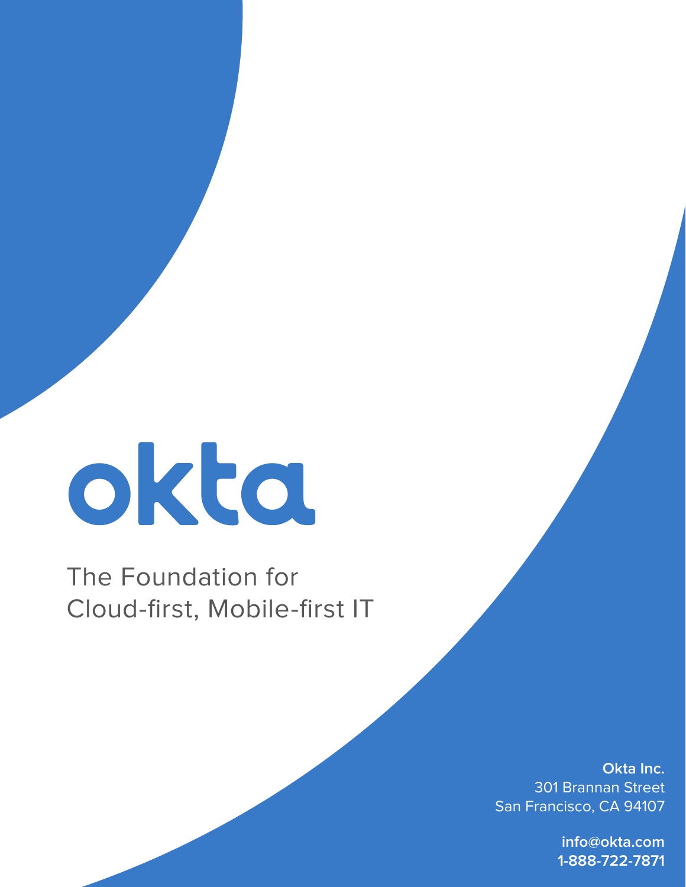# okta

The Foundation for
Cloud-first, Mobile-first IT

**Okta Inc.**
301 Brannan Street
San Francisco, CA 94107

**info@okta.com**
**1-888-722-7871**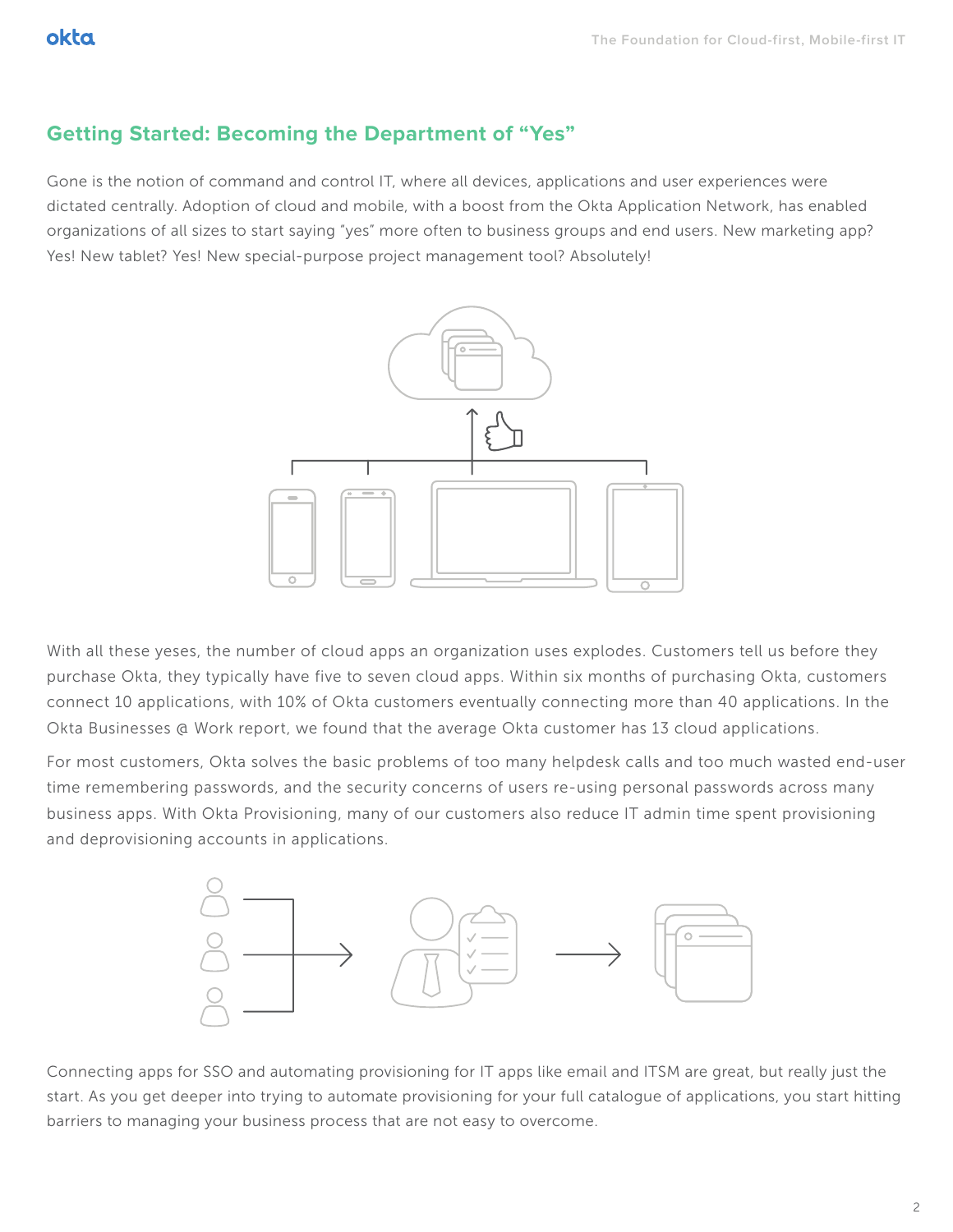## Getting Started: Becoming the Department of "Yes"

Gone is the notion of command and control IT, where all devices, applications and user experiences were dictated centrally. Adoption of cloud and mobile, with a boost from the Okta Application Network, has enabled organizations of all sizes to start saying "yes" more often to business groups and end users. New marketing app? Yes! New tablet? Yes! New special-purpose project management tool? Absolutely!

With all these yeses, the number of cloud apps an organization uses explodes. Customers tell us before they purchase Okta, they typically have five to seven cloud apps. Within six months of purchasing Okta, customers connect 10 applications, with 10% of Okta customers eventually connecting more than 40 applications. In the Okta Businesses @ Work report, we found that the average Okta customer has 13 cloud applications.

For most customers, Okta solves the basic problems of too many helpdesk calls and too much wasted end-user time remembering passwords, and the security concerns of users re-using personal passwords across many business apps. With Okta Provisioning, many of our customers also reduce IT admin time spent provisioning and deprovisioning accounts in applications.

Connecting apps for SSO and automating provisioning for IT apps like email and ITSM are great, but really just the start. As you get deeper into trying to automate provisioning for your full catalogue of applications, you start hitting barriers to managing your business process that are not easy to overcome.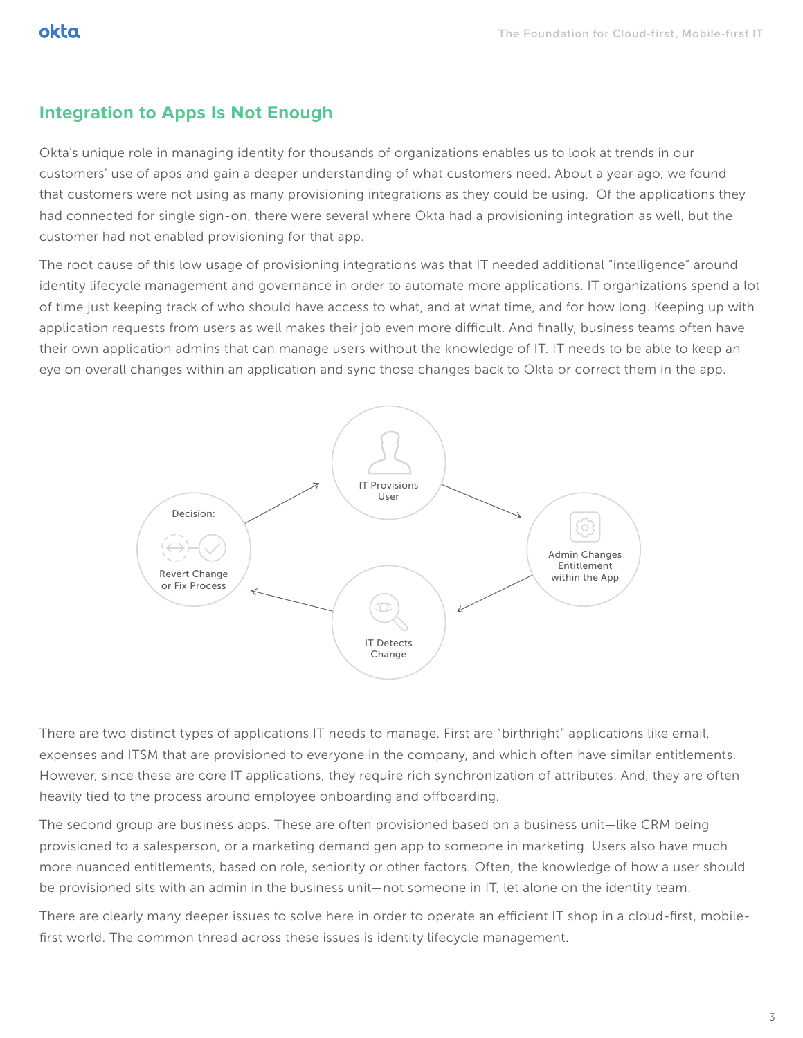## Integration to Apps Is Not Enough

Okta's unique role in managing identity for thousands of organizations enables us to look at trends in our customers' use of apps and gain a deeper understanding of what customers need. About a year ago, we found that customers were not using as many provisioning integrations as they could be using. Of the applications they had connected for single sign-on, there were several where Okta had a provisioning integration as well, but the customer had not enabled provisioning for that app.

The root cause of this low usage of provisioning integrations was that IT needed additional "intelligence" around identity lifecycle management and governance in order to automate more applications. IT organizations spend a lot of time just keeping track of who should have access to what, and at what time, and for how long. Keeping up with application requests from users as well makes their job even more difficult. And finally, business teams often have their own application admins that can manage users without the knowledge of IT. IT needs to be able to keep an eye on overall changes within an application and sync those changes back to Okta or correct them in the app.

IT Provisions User → Admin Changes Entitlement within the App → IT Detects Change → Decision: Revert Change or Fix Process

There are two distinct types of applications IT needs to manage. First are "birthright" applications like email, expenses and ITSM that are provisioned to everyone in the company, and which often have similar entitlements. However, since these are core IT applications, they require rich synchronization of attributes. And, they are often heavily tied to the process around employee onboarding and offboarding.

The second group are business apps. These are often provisioned based on a business unit—like CRM being provisioned to a salesperson, or a marketing demand gen app to someone in marketing. Users also have much more nuanced entitlements, based on role, seniority or other factors. Often, the knowledge of how a user should be provisioned sits with an admin in the business unit—not someone in IT, let alone on the identity team.

There are clearly many deeper issues to solve here in order to operate an efficient IT shop in a cloud-first, mobile-first world. The common thread across these issues is identity lifecycle management.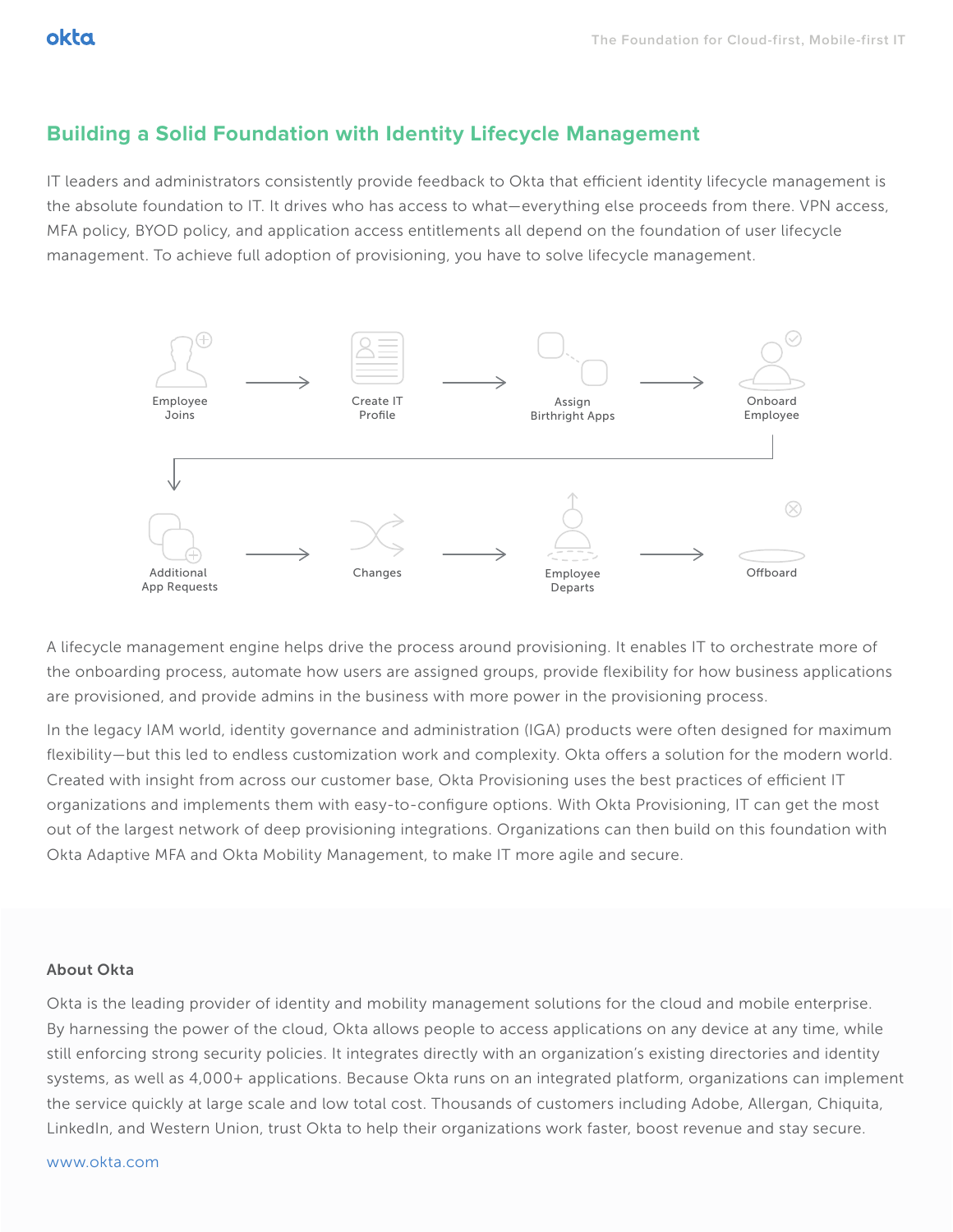## Building a Solid Foundation with Identity Lifecycle Management

IT leaders and administrators consistently provide feedback to Okta that efficient identity lifecycle management is the absolute foundation to IT. It drives who has access to what—everything else proceeds from there. VPN access, MFA policy, BYOD policy, and application access entitlements all depend on the foundation of user lifecycle management. To achieve full adoption of provisioning, you have to solve lifecycle management.

Employee Joins
Create IT Profile
Assign Birthright Apps
Onboard Employee
Additional App Requests
Changes
Employee Departs
Offboard

A lifecycle management engine helps drive the process around provisioning. It enables IT to orchestrate more of the onboarding process, automate how users are assigned groups, provide flexibility for how business applications are provisioned, and provide admins in the business with more power in the provisioning process.

In the legacy IAM world, identity governance and administration (IGA) products were often designed for maximum flexibility—but this led to endless customization work and complexity. Okta offers a solution for the modern world. Created with insight from across our customer base, Okta Provisioning uses the best practices of efficient IT organizations and implements them with easy-to-configure options. With Okta Provisioning, IT can get the most out of the largest network of deep provisioning integrations. Organizations can then build on this foundation with Okta Adaptive MFA and Okta Mobility Management, to make IT more agile and secure.

### About Okta

Okta is the leading provider of identity and mobility management solutions for the cloud and mobile enterprise. By harnessing the power of the cloud, Okta allows people to access applications on any device at any time, while still enforcing strong security policies. It integrates directly with an organization's existing directories and identity systems, as well as 4,000+ applications. Because Okta runs on an integrated platform, organizations can implement the service quickly at large scale and low total cost. Thousands of customers including Adobe, Allergan, Chiquita, LinkedIn, and Western Union, trust Okta to help their organizations work faster, boost revenue and stay secure.

www.okta.com